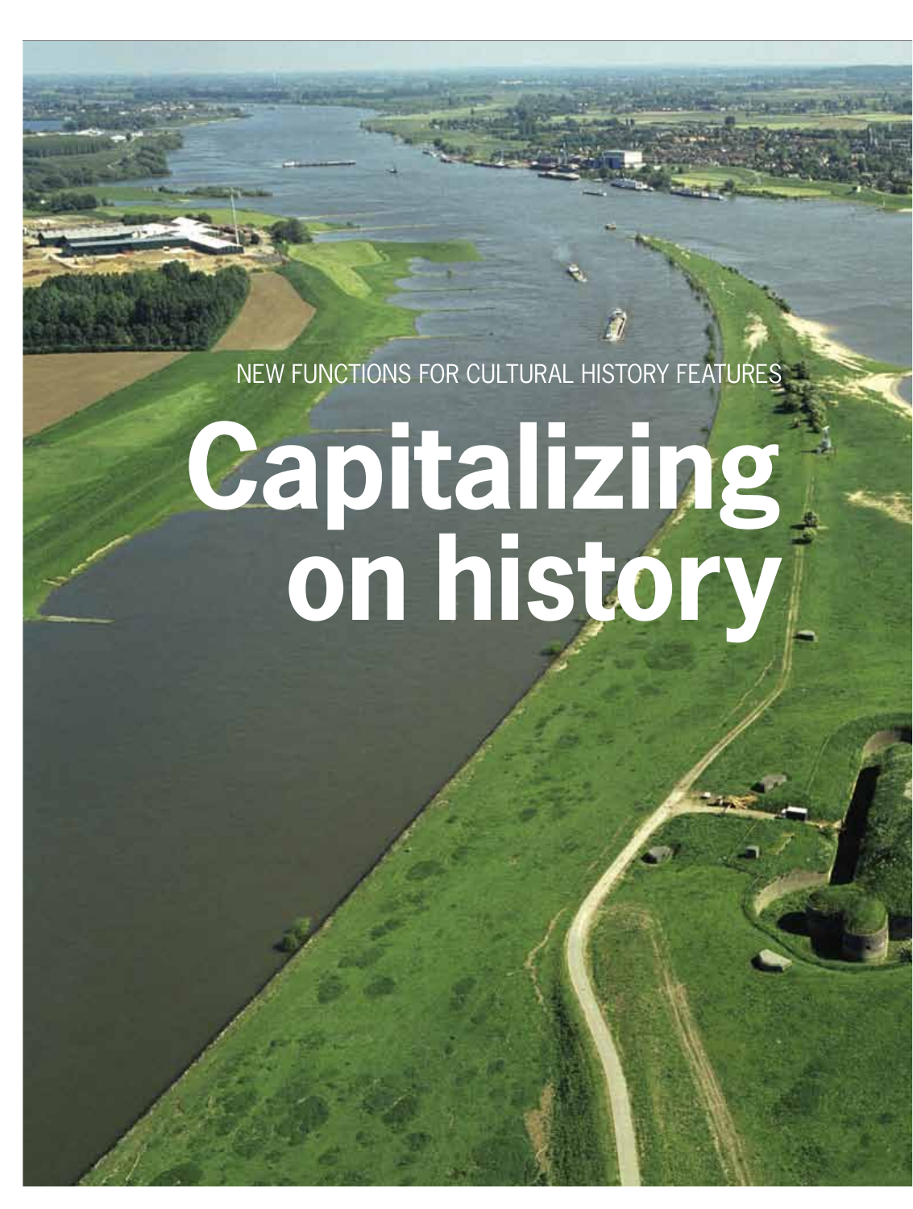NEW FUNCTIONS FOR CULTURAL HISTORY FEATURES

# Capitalizing on history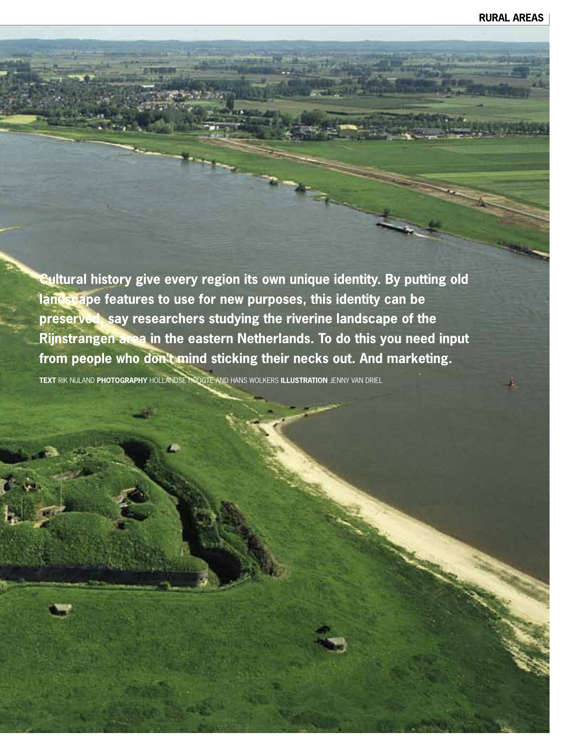**Cultural history give every region its own unique identity. By putting old landscape features to use for new purposes, this identity can be preserved, say researchers studying the riverine landscape of the Rijnstrangen area in the eastern Netherlands. To do this you need input from people who don't mind sticking their necks out. And marketing.**

**TEXT** RIK NIJLAND **PHOTOGRAPHY** HOLLANDSE HOOGTE AND HANS WOLKERS **ILLUSTRATION** JENNY VAN DRIEL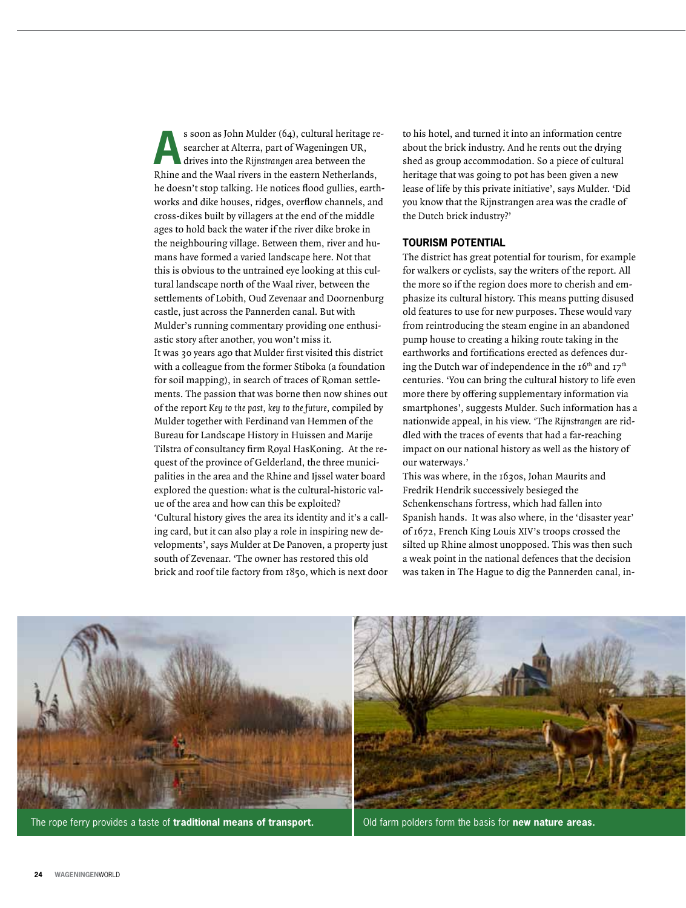As soon as John Mulder (64), cultural heritage researcher at Alterra, part of Wageningen UR, drives into the *Rijnstrangen* area between the Rhine and the Waal rivers in the eastern Netherlands, he doesn't stop talking. He notices flood gullies, earthworks and dike houses, ridges, overflow channels, and cross-dikes built by villagers at the end of the middle ages to hold back the water if the river dike broke in the neighbouring village. Between them, river and humans have formed a varied landscape here. Not that this is obvious to the untrained eye looking at this cultural landscape north of the Waal river, between the settlements of Lobith, Oud Zevenaar and Doornenburg castle, just across the Pannerden canal. But with Mulder's running commentary providing one enthusiastic story after another, you won't miss it.

It was 30 years ago that Mulder first visited this district with a colleague from the former Stiboka (a foundation for soil mapping), in search of traces of Roman settlements. The passion that was borne then now shines out of the report *Key to the past, key to the future*, compiled by Mulder together with Ferdinand van Hemmen of the Bureau for Landscape History in Huissen and Marije Tilstra of consultancy firm Royal HasKoning. At the request of the province of Gelderland, the three municipalities in the area and the Rhine and Ijssel water board explored the question: what is the cultural-historic value of the area and how can this be exploited?

'Cultural history gives the area its identity and it's a calling card, but it can also play a role in inspiring new developments', says Mulder at De Panoven, a property just south of Zevenaar. 'The owner has restored this old brick and roof tile factory from 1850, which is next door to his hotel, and turned it into an information centre about the brick industry. And he rents out the drying shed as group accommodation. So a piece of cultural heritage that was going to pot has been given a new lease of life by this private initiative', says Mulder. 'Did you know that the Rijnstrangen area was the cradle of the Dutch brick industry?'

## TOURISM POTENTIAL

The district has great potential for tourism, for example for walkers or cyclists, say the writers of the report. All the more so if the region does more to cherish and emphasize its cultural history. This means putting disused old features to use for new purposes. These would vary from reintroducing the steam engine in an abandoned pump house to creating a hiking route taking in the earthworks and fortifications erected as defences during the Dutch war of independence in the 16th and 17th centuries. 'You can bring the cultural history to life even more there by offering supplementary information via smartphones', suggests Mulder. Such information has a nationwide appeal, in his view. 'The *Rijnstrangen* are riddled with the traces of events that had a far-reaching impact on our national history as well as the history of our waterways.'

This was where, in the 1630s, Johan Maurits and Fredrik Hendrik successively besieged the Schenkenschans fortress, which had fallen into Spanish hands. It was also where, in the 'disaster year' of 1672, French King Louis XIV's troops crossed the silted up Rhine almost unopposed. This was then such a weak point in the national defences that the decision was taken in The Hague to dig the Pannerden canal, in-

The rope ferry provides a taste of **traditional means of transport.**

Old farm polders form the basis for **new nature areas.**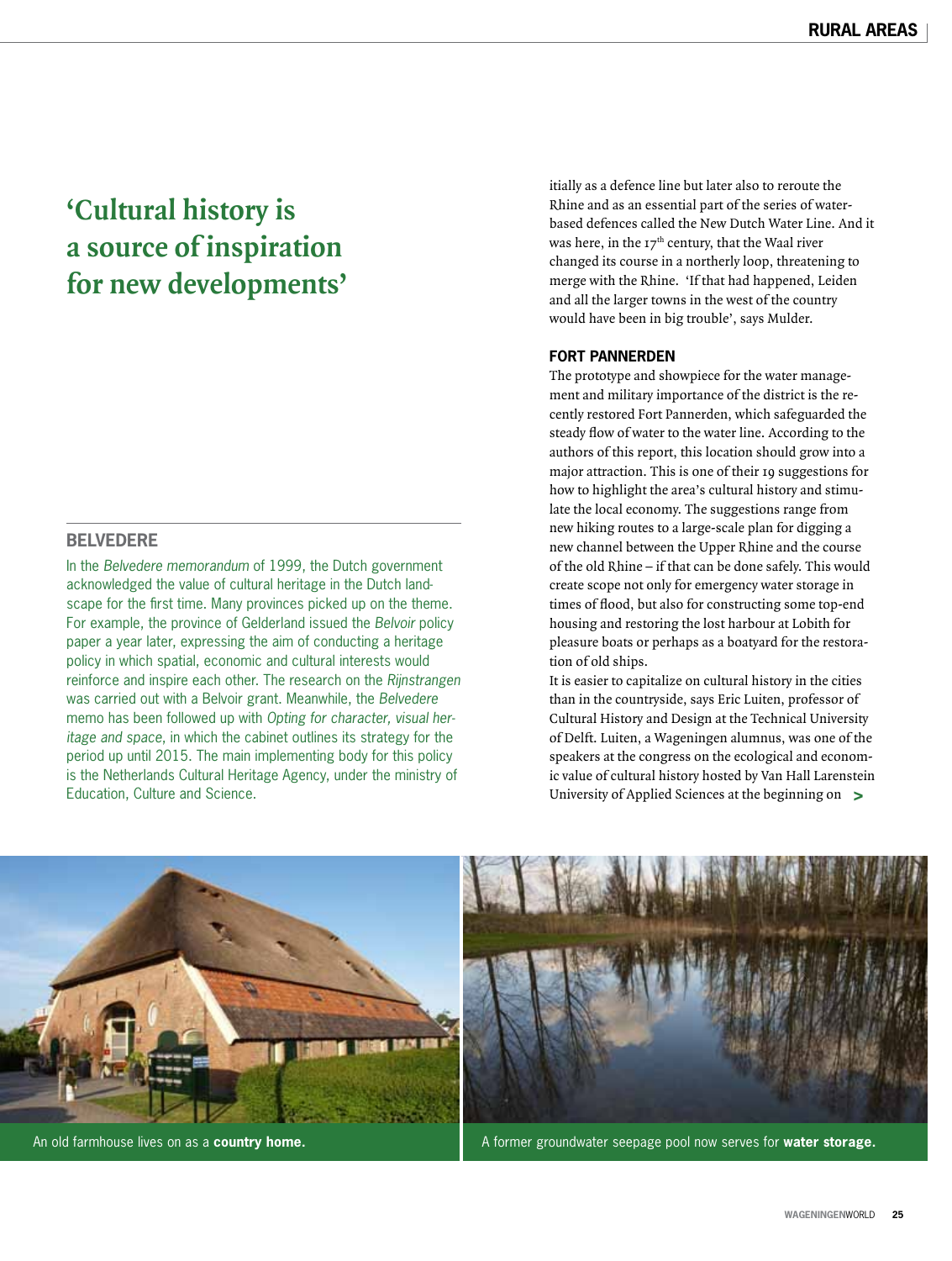## 'Cultural history is a source of inspiration for new developments'

### BELVEDERE

In the *Belvedere memorandum* of 1999, the Dutch government acknowledged the value of cultural heritage in the Dutch landscape for the first time. Many provinces picked up on the theme. For example, the province of Gelderland issued the *Belvoir* policy paper a year later, expressing the aim of conducting a heritage policy in which spatial, economic and cultural interests would reinforce and inspire each other. The research on the *Rijnstrangen* was carried out with a Belvoir grant. Meanwhile, the *Belvedere* memo has been followed up with *Opting for character, visual heritage and space*, in which the cabinet outlines its strategy for the period up until 2015. The main implementing body for this policy is the Netherlands Cultural Heritage Agency, under the ministry of Education, Culture and Science.

itially as a defence line but later also to reroute the Rhine and as an essential part of the series of water-based defences called the New Dutch Water Line. And it was here, in the 17th century, that the Waal river changed its course in a northerly loop, threatening to merge with the Rhine. 'If that had happened, Leiden and all the larger towns in the west of the country would have been in big trouble', says Mulder.

### FORT PANNERDEN

The prototype and showpiece for the water management and military importance of the district is the recently restored Fort Pannerden, which safeguarded the steady flow of water to the water line. According to the authors of this report, this location should grow into a major attraction. This is one of their 19 suggestions for how to highlight the area's cultural history and stimulate the local economy. The suggestions range from new hiking routes to a large-scale plan for digging a new channel between the Upper Rhine and the course of the old Rhine – if that can be done safely. This would create scope not only for emergency water storage in times of flood, but also for constructing some top-end housing and restoring the lost harbour at Lobith for pleasure boats or perhaps as a boatyard for the restoration of old ships.

It is easier to capitalize on cultural history in the cities than in the countryside, says Eric Luiten, professor of Cultural History and Design at the Technical University of Delft. Luiten, a Wageningen alumnus, was one of the speakers at the congress on the ecological and economic value of cultural history hosted by Van Hall Larenstein University of Applied Sciences at the beginning on >

An old farmhouse lives on as a **country home.**

A former groundwater seepage pool now serves for **water storage.**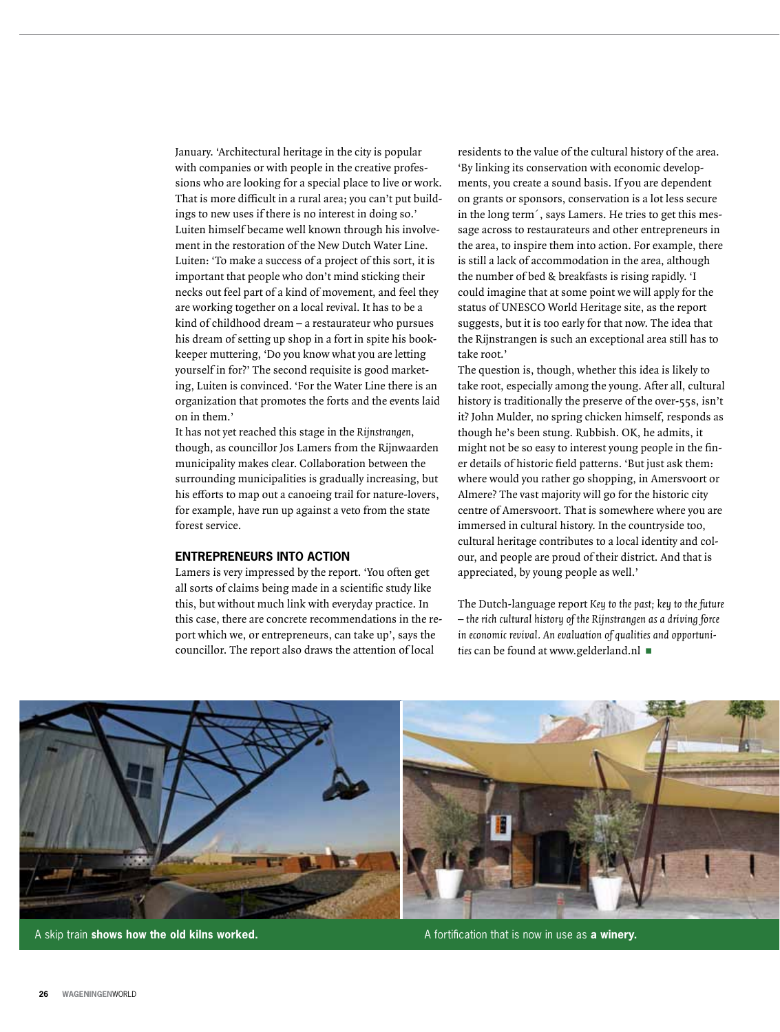January. 'Architectural heritage in the city is popular with companies or with people in the creative professions who are looking for a special place to live or work. That is more difficult in a rural area; you can't put buildings to new uses if there is no interest in doing so.' Luiten himself became well known through his involvement in the restoration of the New Dutch Water Line. Luiten: 'To make a success of a project of this sort, it is important that people who don't mind sticking their necks out feel part of a kind of movement, and feel they are working together on a local revival. It has to be a kind of childhood dream – a restaurateur who pursues his dream of setting up shop in a fort in spite his bookkeeper muttering, 'Do you know what you are letting yourself in for?' The second requisite is good marketing, Luiten is convinced. 'For the Water Line there is an organization that promotes the forts and the events laid on in them.'

It has not yet reached this stage in the *Rijnstrangen*, though, as councillor Jos Lamers from the Rijnwaarden municipality makes clear. Collaboration between the surrounding municipalities is gradually increasing, but his efforts to map out a canoeing trail for nature-lovers, for example, have run up against a veto from the state forest service.

## ENTREPRENEURS INTO ACTION

Lamers is very impressed by the report. 'You often get all sorts of claims being made in a scientific study like this, but without much link with everyday practice. In this case, there are concrete recommendations in the report which we, or entrepreneurs, can take up', says the councillor. The report also draws the attention of local residents to the value of the cultural history of the area. 'By linking its conservation with economic developments, you create a sound basis. If you are dependent on grants or sponsors, conservation is a lot less secure in the long term´, says Lamers. He tries to get this message across to restaurateurs and other entrepreneurs in the area, to inspire them into action. For example, there is still a lack of accommodation in the area, although the number of bed & breakfasts is rising rapidly. 'I could imagine that at some point we will apply for the status of UNESCO World Heritage site, as the report suggests, but it is too early for that now. The idea that the Rijnstrangen is such an exceptional area still has to take root.'

The question is, though, whether this idea is likely to take root, especially among the young. After all, cultural history is traditionally the preserve of the over-55s, isn't it? John Mulder, no spring chicken himself, responds as though he's been stung. Rubbish. OK, he admits, it might not be so easy to interest young people in the finer details of historic field patterns. 'But just ask them: where would you rather go shopping, in Amersvoort or Almere? The vast majority will go for the historic city centre of Amersvoort. That is somewhere where you are immersed in cultural history. In the countryside too, cultural heritage contributes to a local identity and colour, and people are proud of their district. And that is appreciated, by young people as well.'

The Dutch-language report *Key to the past; key to the future – the rich cultural history of the Rijnstrangen as a driving force in economic revival. An evaluation of qualities and opportunities* can be found at www.gelderland.nl ■

A skip train **shows how the old kilns worked.**

A fortification that is now in use as **a winery.**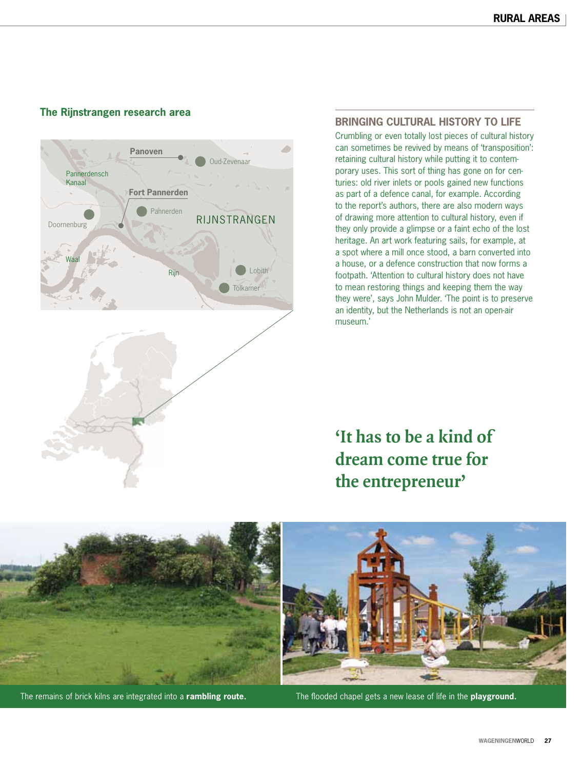### The Rijnstrangen research area

Panoven
Oud-Zevenaar
Pannerdensch Kanaal
Fort Pannerden
Pannerden
Doornenburg
RIJNSTRANGEN
Waal
Rijn
Lobith
Tolkamer

## BRINGING CULTURAL HISTORY TO LIFE

Crumbling or even totally lost pieces of cultural history can sometimes be revived by means of 'transposition': retaining cultural history while putting it to contemporary uses. This sort of thing has gone on for centuries: old river inlets or pools gained new functions as part of a defence canal, for example. According to the report's authors, there are also modern ways of drawing more attention to cultural history, even if they only provide a glimpse or a faint echo of the lost heritage. An art work featuring sails, for example, at a spot where a mill once stood, a barn converted into a house, or a defence construction that now forms a footpath. 'Attention to cultural history does not have to mean restoring things and keeping them the way they were', says John Mulder. 'The point is to preserve an identity, but the Netherlands is not an open-air museum.'

> **'It has to be a kind of dream come true for the entrepreneur'**

The remains of brick kilns are integrated into a **rambling route.**

The flooded chapel gets a new lease of life in the **playground.**